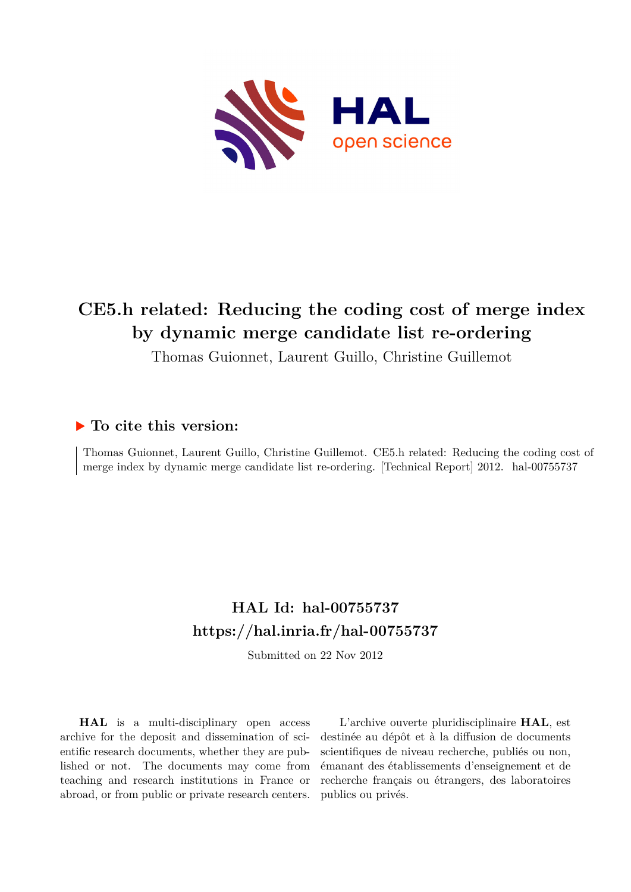# CE5.h related: Reducing the coding cost of merge index by dynamic merge candidate list re-ordering

Thomas Guionnet, Laurent Guillo, Christine Guillemot

### ▶ To cite this version:

Thomas Guionnet, Laurent Guillo, Christine Guillemot. CE5.h related: Reducing the coding cost of merge index by dynamic merge candidate list re-ordering. [Technical Report] 2012. hal-00755737

## HAL Id: hal-00755737

## https://hal.inria.fr/hal-00755737

Submitted on 22 Nov 2012

**HAL** is a multi-disciplinary open access archive for the deposit and dissemination of scientific research documents, whether they are published or not. The documents may come from teaching and research institutions in France or abroad, or from public or private research centers.

L'archive ouverte pluridisciplinaire **HAL**, est destinée au dépôt et à la diffusion de documents scientifiques de niveau recherche, publiés ou non, émanant des établissements d'enseignement et de recherche français ou étrangers, des laboratoires publics ou privés.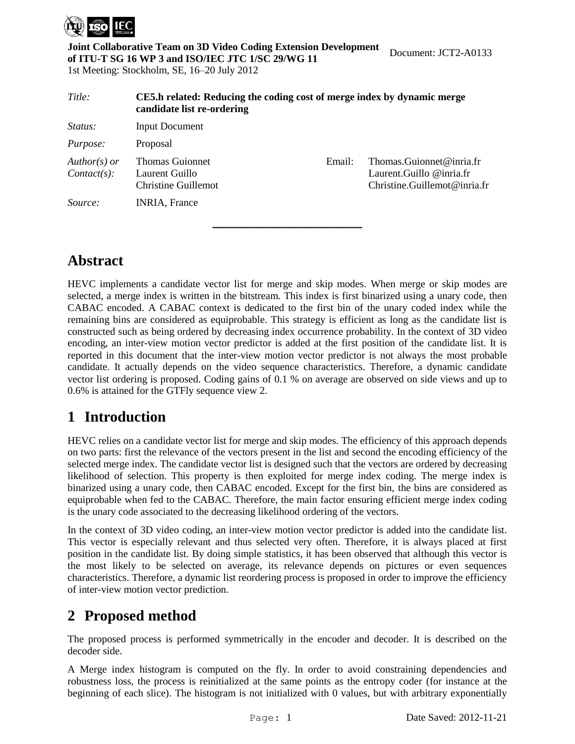Joint Collaborative Team on 3D Video Coding Extension Development of ITU-T SG 16 WP 3 and ISO/IEC JTC 1/SC 29/WG 11

1st Meeting: Stockholm, SE, 16–20 July 2012

Document: JCT2-A0133

| | | | |
|---|---|---|---|
| *Title:* | **CE5.h related: Reducing the coding cost of merge index by dynamic merge candidate list re-ordering** | | |
| *Status:* | Input Document | | |
| *Purpose:* | Proposal | | |
| *Author(s) or Contact(s):* | Thomas Guionnet<br>Laurent Guillo<br>Christine Guillemot | Email: | Thomas.Guionnet@inria.fr<br>Laurent.Guillo @inria.fr<br>Christine.Guillemot@inria.fr |
| *Source:* | INRIA, France | | |

_____________________________

# Abstract

HEVC implements a candidate vector list for merge and skip modes. When merge or skip modes are selected, a merge index is written in the bitstream. This index is first binarized using a unary code, then CABAC encoded. A CABAC context is dedicated to the first bin of the unary coded index while the remaining bins are considered as equiprobable. This strategy is efficient as long as the candidate list is constructed such as being ordered by decreasing index occurrence probability. In the context of 3D video encoding, an inter-view motion vector predictor is added at the first position of the candidate list. It is reported in this document that the inter-view motion vector predictor is not always the most probable candidate. It actually depends on the video sequence characteristics. Therefore, a dynamic candidate vector list ordering is proposed. Coding gains of 0.1 % on average are observed on side views and up to 0.6% is attained for the GTFly sequence view 2.

# 1 Introduction

HEVC relies on a candidate vector list for merge and skip modes. The efficiency of this approach depends on two parts: first the relevance of the vectors present in the list and second the encoding efficiency of the selected merge index. The candidate vector list is designed such that the vectors are ordered by decreasing likelihood of selection. This property is then exploited for merge index coding. The merge index is binarized using a unary code, then CABAC encoded. Except for the first bin, the bins are considered as equiprobable when fed to the CABAC. Therefore, the main factor ensuring efficient merge index coding is the unary code associated to the decreasing likelihood ordering of the vectors.

In the context of 3D video coding, an inter-view motion vector predictor is added into the candidate list. This vector is especially relevant and thus selected very often. Therefore, it is always placed at first position in the candidate list. By doing simple statistics, it has been observed that although this vector is the most likely to be selected on average, its relevance depends on pictures or even sequences characteristics. Therefore, a dynamic list reordering process is proposed in order to improve the efficiency of inter-view motion vector prediction.

# 2 Proposed method

The proposed process is performed symmetrically in the encoder and decoder. It is described on the decoder side.

A Merge index histogram is computed on the fly. In order to avoid constraining dependencies and robustness loss, the process is reinitialized at the same points as the entropy coder (for instance at the beginning of each slice). The histogram is not initialized with 0 values, but with arbitrary exponentially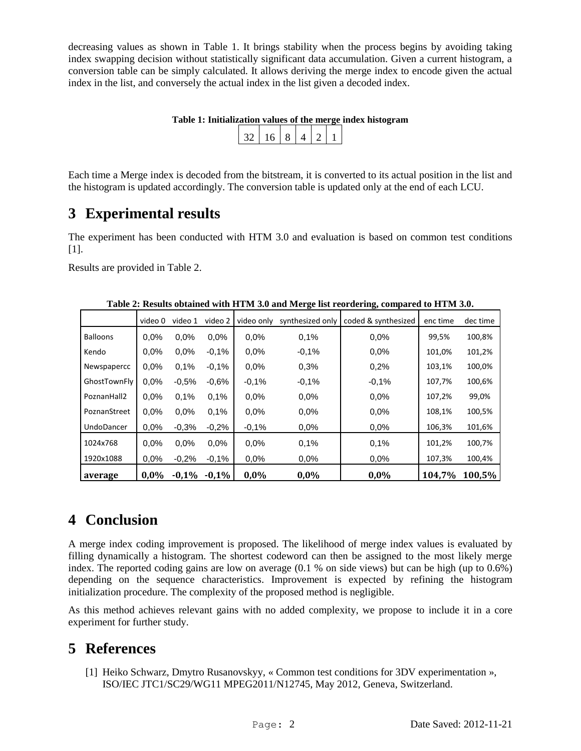decreasing values as shown in Table 1. It brings stability when the process begins by avoiding taking index swapping decision without statistically significant data accumulation. Given a current histogram, a conversion table can be simply calculated. It allows deriving the merge index to encode given the actual index in the list, and conversely the actual index in the list given a decoded index.

**Table 1: Initialization values of the merge index histogram**

| 32 | 16 | 8 | 4 | 2 | 1 |
|---|---|---|---|---|---|

Each time a Merge index is decoded from the bitstream, it is converted to its actual position in the list and the histogram is updated accordingly. The conversion table is updated only at the end of each LCU.

# 3 Experimental results

The experiment has been conducted with HTM 3.0 and evaluation is based on common test conditions [1].

Results are provided in Table 2.

**Table 2: Results obtained with HTM 3.0 and Merge list reordering, compared to HTM 3.0.**

| | video 0 | video 1 | video 2 | video only | synthesized only | coded & synthesized | enc time | dec time |
|---|---|---|---|---|---|---|---|---|
| Balloons | 0,0% | 0,0% | 0,0% | 0,0% | 0,1% | 0,0% | 99,5% | 100,8% |
| Kendo | 0,0% | 0,0% | -0,1% | 0,0% | -0,1% | 0,0% | 101,0% | 101,2% |
| Newspapercc | 0,0% | 0,1% | -0,1% | 0,0% | 0,3% | 0,2% | 103,1% | 100,0% |
| GhostTownFly | 0,0% | -0,5% | -0,6% | -0,1% | -0,1% | -0,1% | 107,7% | 100,6% |
| PoznanHall2 | 0,0% | 0,1% | 0,1% | 0,0% | 0,0% | 0,0% | 107,2% | 99,0% |
| PoznanStreet | 0,0% | 0,0% | 0,1% | 0,0% | 0,0% | 0,0% | 108,1% | 100,5% |
| UndoDancer | 0,0% | -0,3% | -0,2% | -0,1% | 0,0% | 0,0% | 106,3% | 101,6% |
| 1024x768 | 0,0% | 0,0% | 0,0% | 0,0% | 0,1% | 0,1% | 101,2% | 100,7% |
| 1920x1088 | 0,0% | -0,2% | -0,1% | 0,0% | 0,0% | 0,0% | 107,3% | 100,4% |
| **average** | **0,0%** | **-0,1%** | **-0,1%** | **0,0%** | **0,0%** | **0,0%** | **104,7%** | **100,5%** |

# 4 Conclusion

A merge index coding improvement is proposed. The likelihood of merge index values is evaluated by filling dynamically a histogram. The shortest codeword can then be assigned to the most likely merge index. The reported coding gains are low on average (0.1 % on side views) but can be high (up to 0.6%) depending on the sequence characteristics. Improvement is expected by refining the histogram initialization procedure. The complexity of the proposed method is negligible.

As this method achieves relevant gains with no added complexity, we propose to include it in a core experiment for further study.

# 5 References

[1] Heiko Schwarz, Dmytro Rusanovskyy, « Common test conditions for 3DV experimentation », ISO/IEC JTC1/SC29/WG11 MPEG2011/N12745, May 2012, Geneva, Switzerland.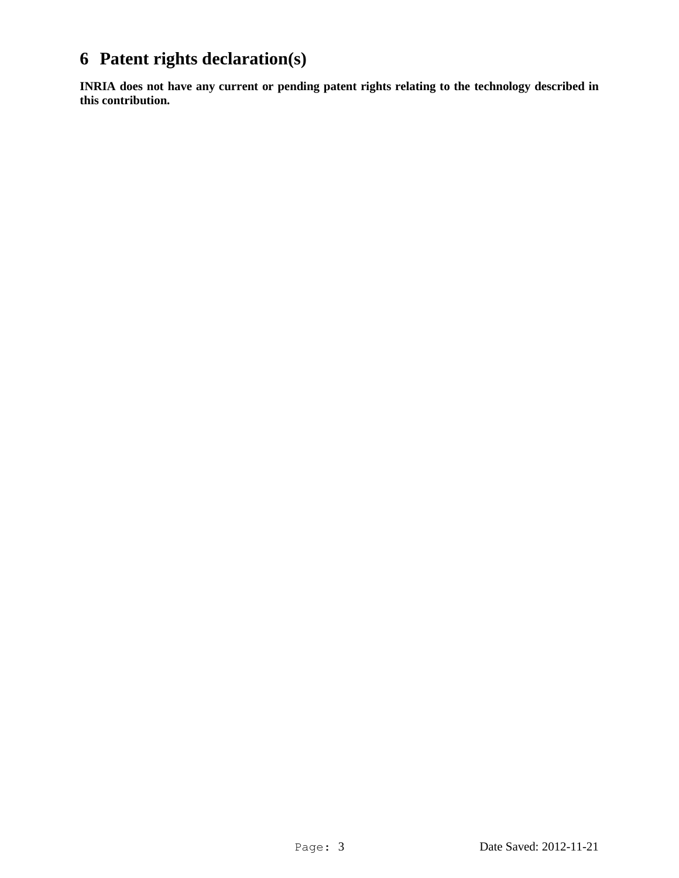# 6 Patent rights declaration(s)

**INRIA does not have any current or pending patent rights relating to the technology described in this contribution.**